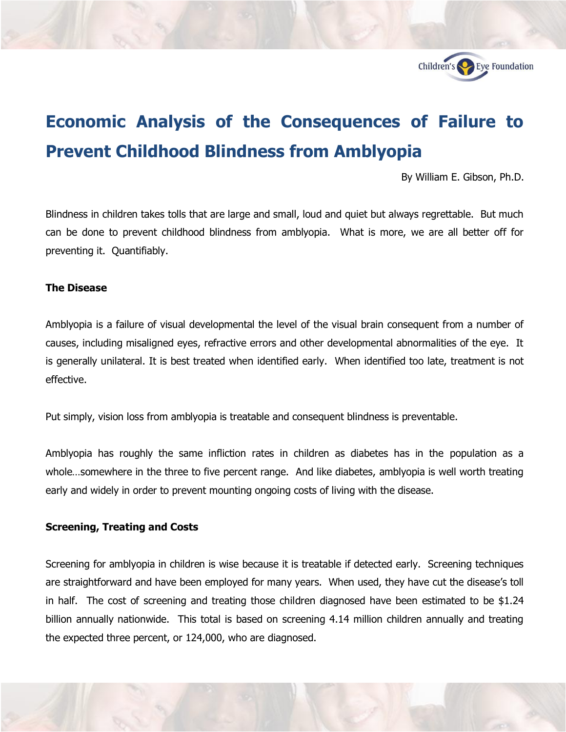# Economic Analysis of the Consequences of Failure to Prevent Childhood Blindness from Amblyopia

By William E. Gibson, Ph.D.

Blindness in children takes tolls that are large and small, loud and quiet but always regrettable. But much can be done to prevent childhood blindness from amblyopia. What is more, we are all better off for preventing it. Quantifiably.

**The Disease**

Amblyopia is a failure of visual developmental the level of the visual brain consequent from a number of causes, including misaligned eyes, refractive errors and other developmental abnormalities of the eye. It is generally unilateral. It is best treated when identified early. When identified too late, treatment is not effective.

Put simply, vision loss from amblyopia is treatable and consequent blindness is preventable.

Amblyopia has roughly the same infliction rates in children as diabetes has in the population as a whole…somewhere in the three to five percent range. And like diabetes, amblyopia is well worth treating early and widely in order to prevent mounting ongoing costs of living with the disease.

**Screening, Treating and Costs**

Screening for amblyopia in children is wise because it is treatable if detected early. Screening techniques are straightforward and have been employed for many years. When used, they have cut the disease's toll in half. The cost of screening and treating those children diagnosed have been estimated to be $1.24 billion annually nationwide. This total is based on screening 4.14 million children annually and treating the expected three percent, or 124,000, who are diagnosed.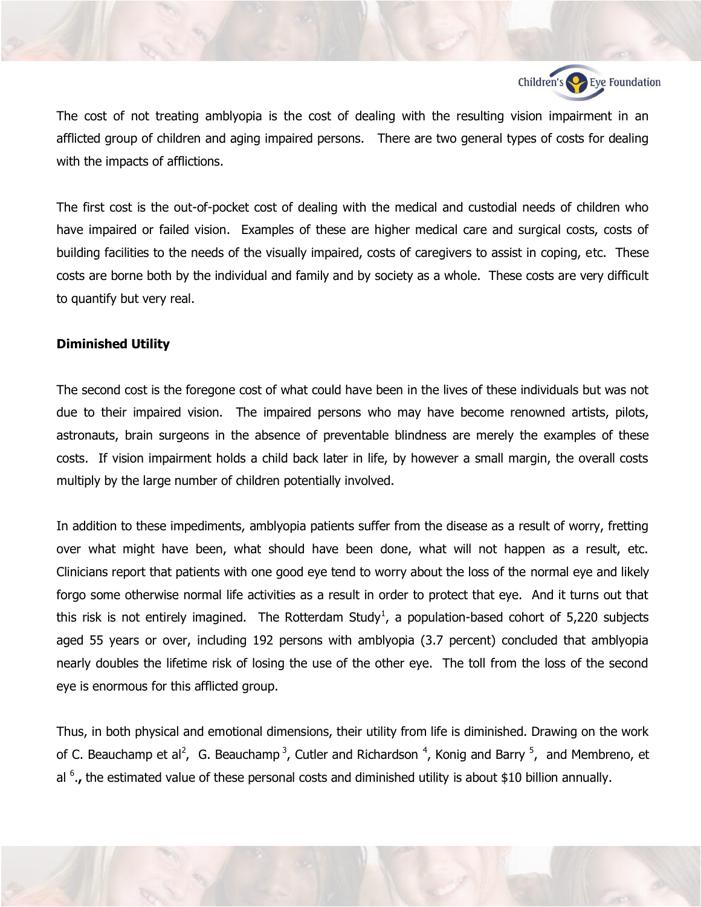The cost of not treating amblyopia is the cost of dealing with the resulting vision impairment in an afflicted group of children and aging impaired persons. There are two general types of costs for dealing with the impacts of afflictions.

The first cost is the out-of-pocket cost of dealing with the medical and custodial needs of children who have impaired or failed vision. Examples of these are higher medical care and surgical costs, costs of building facilities to the needs of the visually impaired, costs of caregivers to assist in coping, etc. These costs are borne both by the individual and family and by society as a whole. These costs are very difficult to quantify but very real.

**Diminished Utility**

The second cost is the foregone cost of what could have been in the lives of these individuals but was not due to their impaired vision. The impaired persons who may have become renowned artists, pilots, astronauts, brain surgeons in the absence of preventable blindness are merely the examples of these costs. If vision impairment holds a child back later in life, by however a small margin, the overall costs multiply by the large number of children potentially involved.

In addition to these impediments, amblyopia patients suffer from the disease as a result of worry, fretting over what might have been, what should have been done, what will not happen as a result, etc. Clinicians report that patients with one good eye tend to worry about the loss of the normal eye and likely forgo some otherwise normal life activities as a result in order to protect that eye. And it turns out that this risk is not entirely imagined. The Rotterdam Study[1], a population-based cohort of 5,220 subjects aged 55 years or over, including 192 persons with amblyopia (3.7 percent) concluded that amblyopia nearly doubles the lifetime risk of losing the use of the other eye. The toll from the loss of the second eye is enormous for this afflicted group.

Thus, in both physical and emotional dimensions, their utility from life is diminished. Drawing on the work of C. Beauchamp et al[2], G. Beauchamp[3], Cutler and Richardson[4], Konig and Barry[5], and Membreno, et al[6]**.,** the estimated value of these personal costs and diminished utility is about $10 billion annually.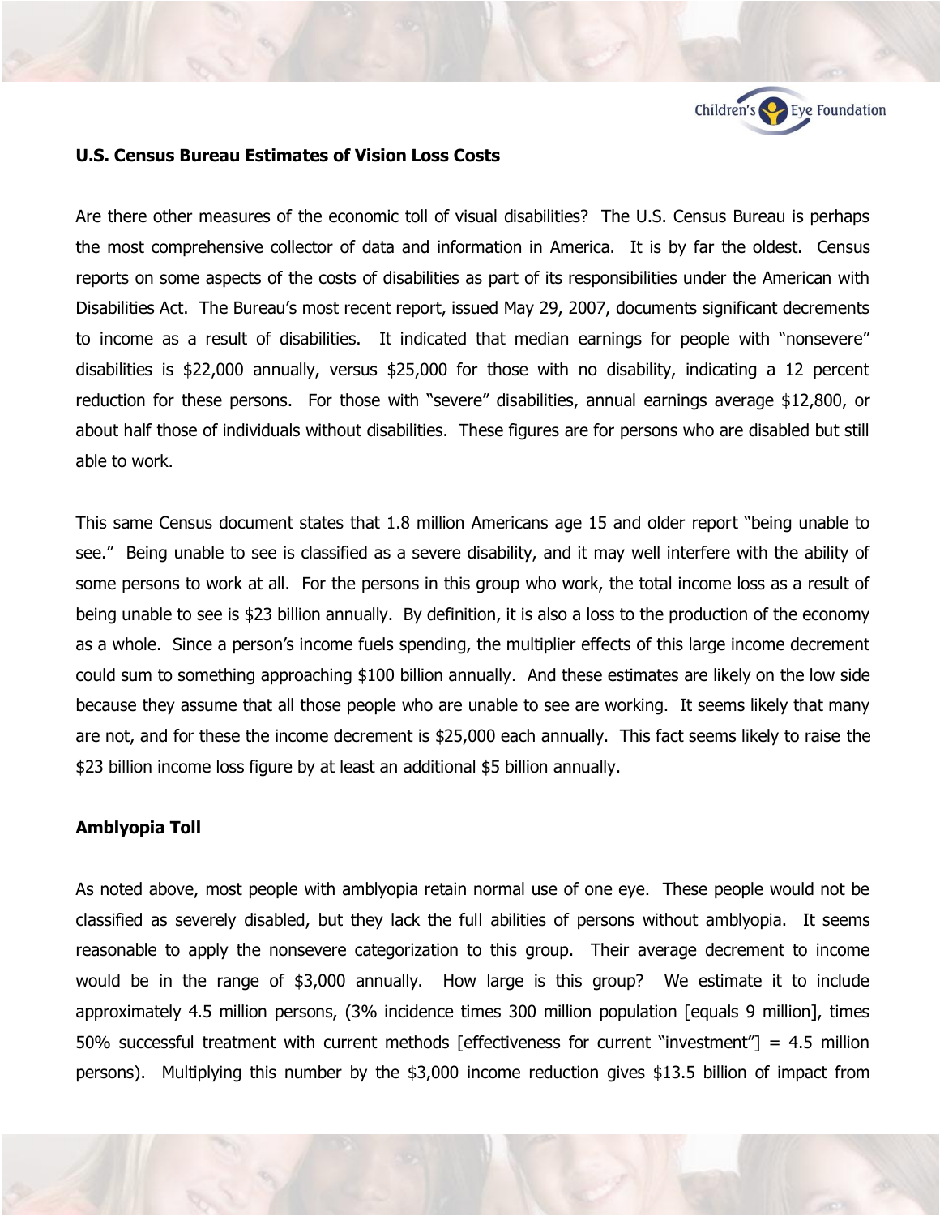## U.S. Census Bureau Estimates of Vision Loss Costs

Are there other measures of the economic toll of visual disabilities? The U.S. Census Bureau is perhaps the most comprehensive collector of data and information in America. It is by far the oldest. Census reports on some aspects of the costs of disabilities as part of its responsibilities under the American with Disabilities Act. The Bureau's most recent report, issued May 29, 2007, documents significant decrements to income as a result of disabilities. It indicated that median earnings for people with "nonsevere" disabilities is $22,000 annually, versus $25,000 for those with no disability, indicating a 12 percent reduction for these persons. For those with "severe" disabilities, annual earnings average $12,800, or about half those of individuals without disabilities. These figures are for persons who are disabled but still able to work.

This same Census document states that 1.8 million Americans age 15 and older report "being unable to see." Being unable to see is classified as a severe disability, and it may well interfere with the ability of some persons to work at all. For the persons in this group who work, the total income loss as a result of being unable to see is $23 billion annually. By definition, it is also a loss to the production of the economy as a whole. Since a person's income fuels spending, the multiplier effects of this large income decrement could sum to something approaching $100 billion annually. And these estimates are likely on the low side because they assume that all those people who are unable to see are working. It seems likely that many are not, and for these the income decrement is $25,000 each annually. This fact seems likely to raise the $23 billion income loss figure by at least an additional $5 billion annually.

## Amblyopia Toll

As noted above, most people with amblyopia retain normal use of one eye. These people would not be classified as severely disabled, but they lack the full abilities of persons without amblyopia. It seems reasonable to apply the nonsevere categorization to this group. Their average decrement to income would be in the range of $3,000 annually. How large is this group? We estimate it to include approximately 4.5 million persons, (3% incidence times 300 million population [equals 9 million], times 50% successful treatment with current methods [effectiveness for current "investment"] = 4.5 million persons). Multiplying this number by the $3,000 income reduction gives $13.5 billion of impact from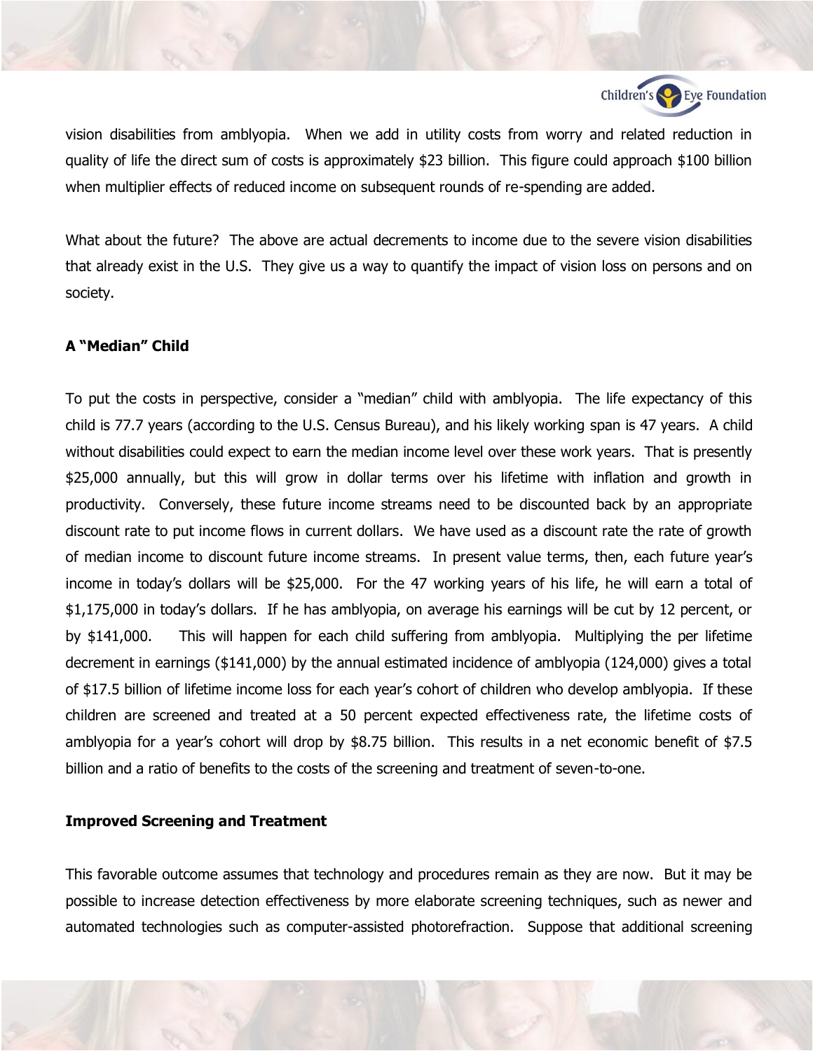vision disabilities from amblyopia. When we add in utility costs from worry and related reduction in quality of life the direct sum of costs is approximately $23 billion. This figure could approach $100 billion when multiplier effects of reduced income on subsequent rounds of re-spending are added.

What about the future? The above are actual decrements to income due to the severe vision disabilities that already exist in the U.S. They give us a way to quantify the impact of vision loss on persons and on society.

**A "Median" Child**

To put the costs in perspective, consider a "median" child with amblyopia. The life expectancy of this child is 77.7 years (according to the U.S. Census Bureau), and his likely working span is 47 years. A child without disabilities could expect to earn the median income level over these work years. That is presently $25,000 annually, but this will grow in dollar terms over his lifetime with inflation and growth in productivity. Conversely, these future income streams need to be discounted back by an appropriate discount rate to put income flows in current dollars. We have used as a discount rate the rate of growth of median income to discount future income streams. In present value terms, then, each future year's income in today's dollars will be $25,000. For the 47 working years of his life, he will earn a total of $1,175,000 in today's dollars. If he has amblyopia, on average his earnings will be cut by 12 percent, or by $141,000. This will happen for each child suffering from amblyopia. Multiplying the per lifetime decrement in earnings ($141,000) by the annual estimated incidence of amblyopia (124,000) gives a total of $17.5 billion of lifetime income loss for each year's cohort of children who develop amblyopia. If these children are screened and treated at a 50 percent expected effectiveness rate, the lifetime costs of amblyopia for a year's cohort will drop by $8.75 billion. This results in a net economic benefit of $7.5 billion and a ratio of benefits to the costs of the screening and treatment of seven-to-one.

**Improved Screening and Treatment**

This favorable outcome assumes that technology and procedures remain as they are now. But it may be possible to increase detection effectiveness by more elaborate screening techniques, such as newer and automated technologies such as computer-assisted photorefraction. Suppose that additional screening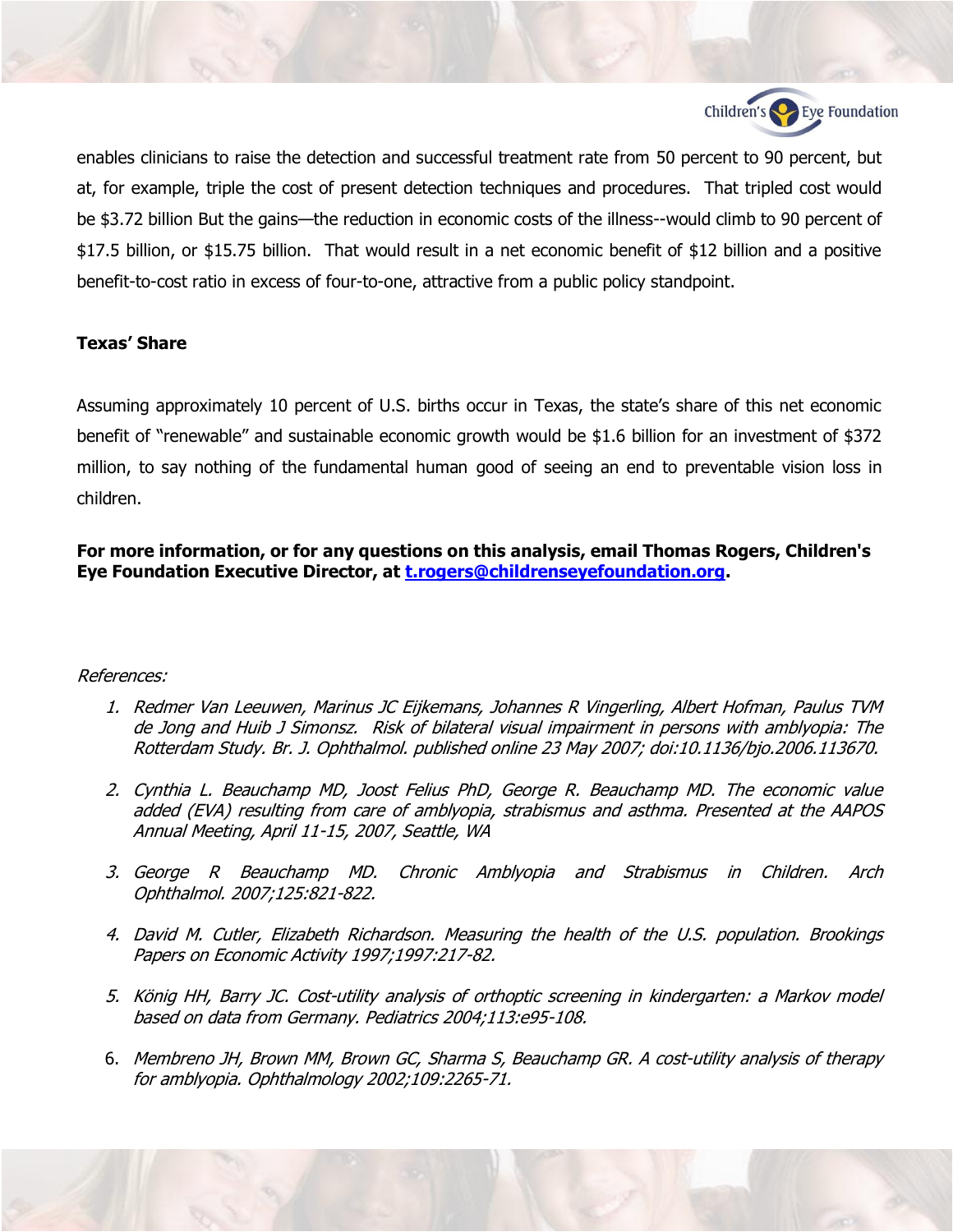enables clinicians to raise the detection and successful treatment rate from 50 percent to 90 percent, but at, for example, triple the cost of present detection techniques and procedures. That tripled cost would be $3.72 billion But the gains—the reduction in economic costs of the illness--would climb to 90 percent of $17.5 billion, or $15.75 billion. That would result in a net economic benefit of $12 billion and a positive benefit-to-cost ratio in excess of four-to-one, attractive from a public policy standpoint.

**Texas' Share**

Assuming approximately 10 percent of U.S. births occur in Texas, the state's share of this net economic benefit of "renewable" and sustainable economic growth would be $1.6 billion for an investment of $372 million, to say nothing of the fundamental human good of seeing an end to preventable vision loss in children.

**For more information, or for any questions on this analysis, email Thomas Rogers, Children's Eye Foundation Executive Director, at [t.rogers@childrenseyefoundation.org](mailto:t.rogers@childrenseyefoundation.org).**

*References:*

1. *Redmer Van Leeuwen, Marinus JC Eijkemans, Johannes R Vingerling, Albert Hofman, Paulus TVM de Jong and Huib J Simonsz. Risk of bilateral visual impairment in persons with amblyopia: The Rotterdam Study. Br. J. Ophthalmol. published online 23 May 2007; doi:10.1136/bjo.2006.113670.*
2. *Cynthia L. Beauchamp MD, Joost Felius PhD, George R. Beauchamp MD. The economic value added (EVA) resulting from care of amblyopia, strabismus and asthma. Presented at the AAPOS Annual Meeting, April 11-15, 2007, Seattle, WA*
3. *George R Beauchamp MD. Chronic Amblyopia and Strabismus in Children. Arch Ophthalmol. 2007;125:821-822.*
4. *David M. Cutler, Elizabeth Richardson. Measuring the health of the U.S. population. Brookings Papers on Economic Activity 1997;1997:217-82.*
5. *König HH, Barry JC. Cost-utility analysis of orthoptic screening in kindergarten: a Markov model based on data from Germany. Pediatrics 2004;113:e95-108.*
6. *Membreno JH, Brown MM, Brown GC, Sharma S, Beauchamp GR. A cost-utility analysis of therapy for amblyopia. Ophthalmology 2002;109:2265-71.*